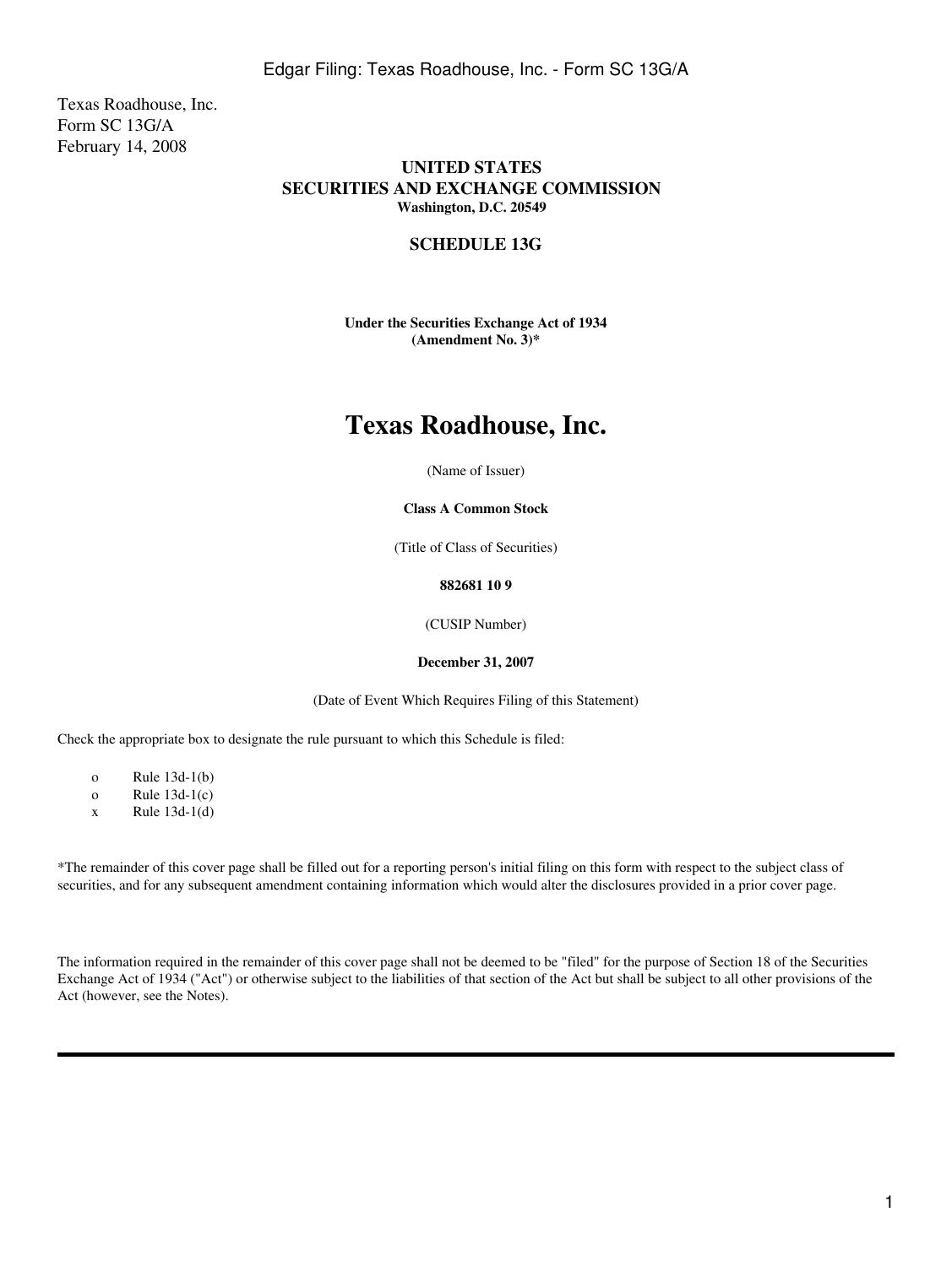Texas Roadhouse, Inc.
Form SC 13G/A
February 14, 2008

**UNITED STATES**
**SECURITIES AND EXCHANGE COMMISSION**
**Washington, D.C. 20549**

**SCHEDULE 13G**

**Under the Securities Exchange Act of 1934**
**(Amendment No. 3)***

# Texas Roadhouse, Inc.

(Name of Issuer)

**Class A Common Stock**

(Title of Class of Securities)

**882681 10 9**

(CUSIP Number)

**December 31, 2007**

(Date of Event Which Requires Filing of this Statement)

Check the appropriate box to designate the rule pursuant to which this Schedule is filed:

o Rule 13d-1(b)
o Rule 13d-1(c)
x Rule 13d-1(d)

*The remainder of this cover page shall be filled out for a reporting person's initial filing on this form with respect to the subject class of securities, and for any subsequent amendment containing information which would alter the disclosures provided in a prior cover page.

The information required in the remainder of this cover page shall not be deemed to be "filed" for the purpose of Section 18 of the Securities Exchange Act of 1934 ("Act") or otherwise subject to the liabilities of that section of the Act but shall be subject to all other provisions of the Act (however, see the Notes).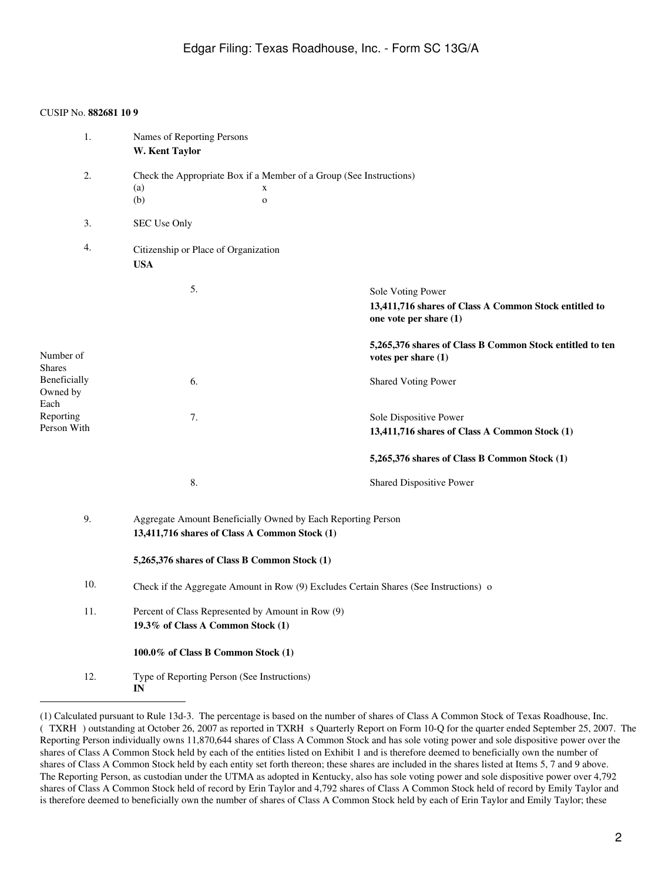CUSIP No. **882681 10 9**

| | | |
|---|---|---|
| 1. | Names of Reporting Persons<br>**W. Kent Taylor** | |
| 2. | Check the Appropriate Box if a Member of a Group (See Instructions)<br>(a) x<br>(b) o | |
| 3. | SEC Use Only | |
| 4. | Citizenship or Place of Organization<br>**USA** | |

| Number of Shares Beneficially Owned by Each Reporting Person With | | |
|---|---|---|
| | 5. | Sole Voting Power<br>**13,411,716 shares of Class A Common Stock entitled to one vote per share (1)**<br><br>**5,265,376 shares of Class B Common Stock entitled to ten votes per share (1)** |
| | 6. | Shared Voting Power |
| | 7. | Sole Dispositive Power<br>**13,411,716 shares of Class A Common Stock (1)**<br><br>**5,265,376 shares of Class B Common Stock (1)** |
| | 8. | Shared Dispositive Power |

| | |
|---|---|
| 9. | Aggregate Amount Beneficially Owned by Each Reporting Person<br>**13,411,716 shares of Class A Common Stock (1)**<br><br>**5,265,376 shares of Class B Common Stock (1)** |
| 10. | Check if the Aggregate Amount in Row (9) Excludes Certain Shares (See Instructions) o |
| 11. | Percent of Class Represented by Amount in Row (9)<br>**19.3% of Class A Common Stock (1)**<br><br>**100.0% of Class B Common Stock (1)** |
| 12. | Type of Reporting Person (See Instructions)<br>**IN** |

---

(1) Calculated pursuant to Rule 13d-3. The percentage is based on the number of shares of Class A Common Stock of Texas Roadhouse, Inc. ( TXRH ) outstanding at October 26, 2007 as reported in TXRH s Quarterly Report on Form 10-Q for the quarter ended September 25, 2007. The Reporting Person individually owns 11,870,644 shares of Class A Common Stock and has sole voting power and sole dispositive power over the shares of Class A Common Stock held by each of the entities listed on Exhibit 1 and is therefore deemed to beneficially own the number of shares of Class A Common Stock held by each entity set forth thereon; these shares are included in the shares listed at Items 5, 7 and 9 above. The Reporting Person, as custodian under the UTMA as adopted in Kentucky, also has sole voting power and sole dispositive power over 4,792 shares of Class A Common Stock held of record by Erin Taylor and 4,792 shares of Class A Common Stock held of record by Emily Taylor and is therefore deemed to beneficially own the number of shares of Class A Common Stock held by each of Erin Taylor and Emily Taylor; these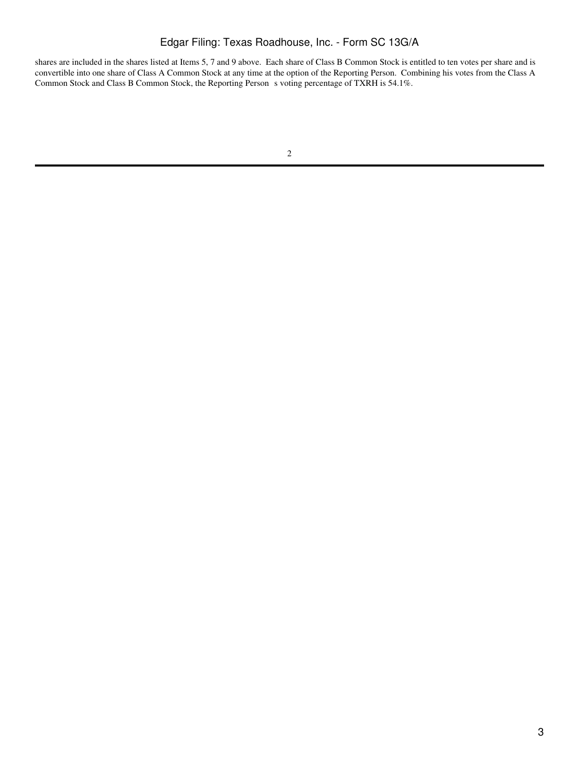shares are included in the shares listed at Items 5, 7 and 9 above. Each share of Class B Common Stock is entitled to ten votes per share and is convertible into one share of Class A Common Stock at any time at the option of the Reporting Person. Combining his votes from the Class A Common Stock and Class B Common Stock, the Reporting Person s voting percentage of TXRH is 54.1%.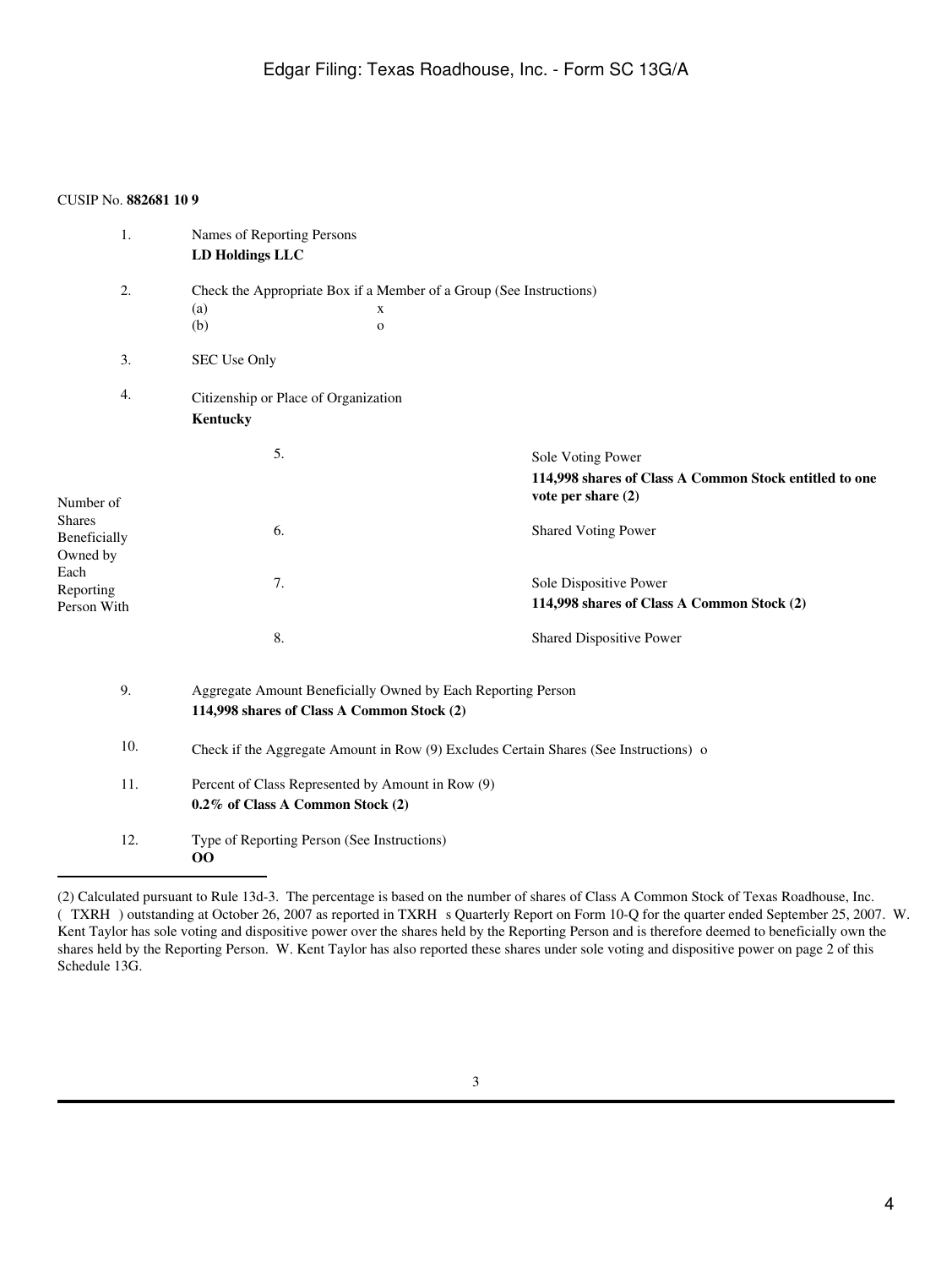CUSIP No. **882681 10 9**

| | | |
|---|---|---|
| 1. | Names of Reporting Persons<br>**LD Holdings LLC** | |
| 2. | Check the Appropriate Box if a Member of a Group (See Instructions)<br>(a) x<br>(b) o | |
| 3. | SEC Use Only | |
| 4. | Citizenship or Place of Organization<br>**Kentucky** | |
| Number of Shares Beneficially Owned by Each Reporting Person With | 5. | Sole Voting Power<br>**114,998 shares of Class A Common Stock entitled to one vote per share (2)** |
| | 6. | Shared Voting Power |
| | 7. | Sole Dispositive Power<br>**114,998 shares of Class A Common Stock (2)** |
| | 8. | Shared Dispositive Power |
| 9. | Aggregate Amount Beneficially Owned by Each Reporting Person<br>**114,998 shares of Class A Common Stock (2)** | |
| 10. | Check if the Aggregate Amount in Row (9) Excludes Certain Shares (See Instructions) o | |
| 11. | Percent of Class Represented by Amount in Row (9)<br>**0.2% of Class A Common Stock (2)** | |
| 12. | Type of Reporting Person (See Instructions)<br>**OO** | |

(2) Calculated pursuant to Rule 13d-3. The percentage is based on the number of shares of Class A Common Stock of Texas Roadhouse, Inc. ( TXRH ) outstanding at October 26, 2007 as reported in TXRH s Quarterly Report on Form 10-Q for the quarter ended September 25, 2007. W. Kent Taylor has sole voting and dispositive power over the shares held by the Reporting Person and is therefore deemed to beneficially own the shares held by the Reporting Person. W. Kent Taylor has also reported these shares under sole voting and dispositive power on page 2 of this Schedule 13G.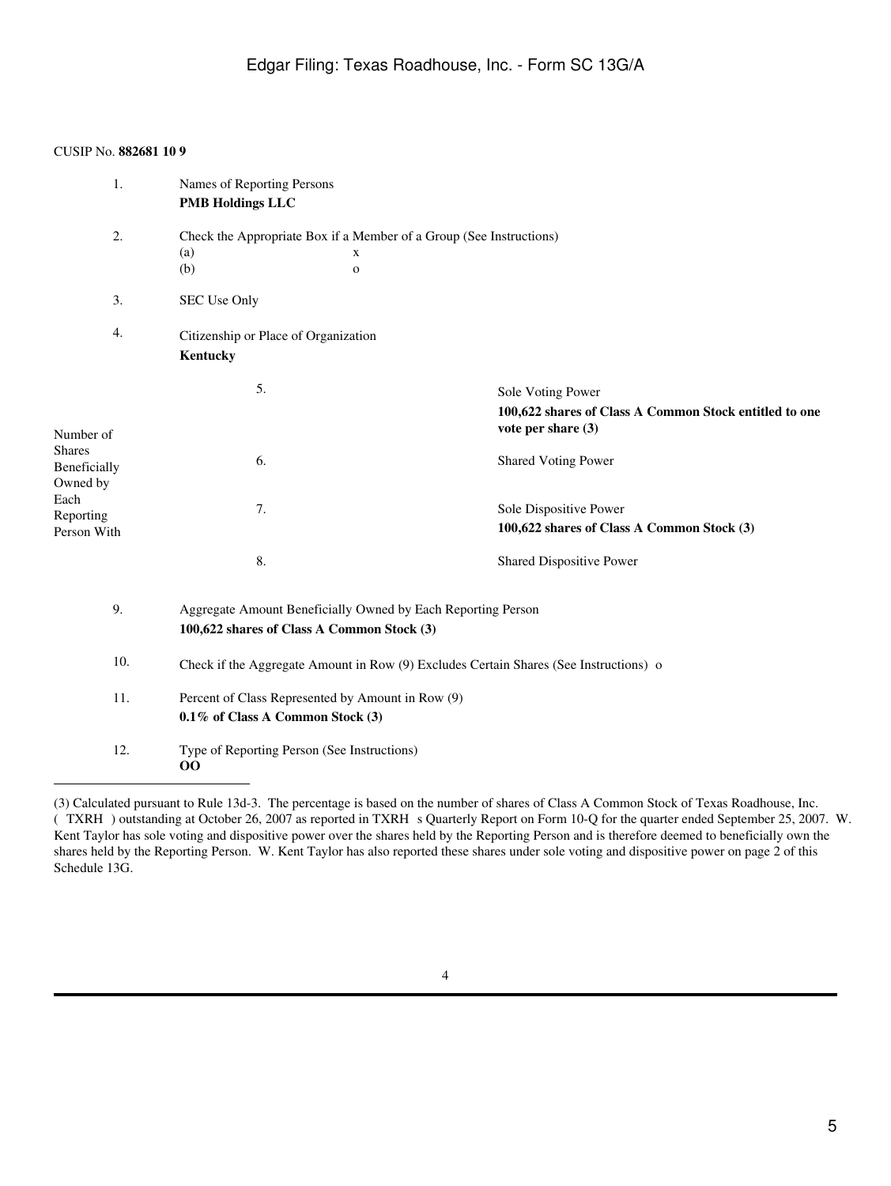CUSIP No. **882681 10 9**

| | | | |
|---|---|---|---|
| 1. | Names of Reporting Persons<br>**PMB Holdings LLC** | | |
| 2. | Check the Appropriate Box if a Member of a Group (See Instructions)<br>(a) x<br>(b) o | | |
| 3. | SEC Use Only | | |
| 4. | Citizenship or Place of Organization<br>**Kentucky** | | |
| Number of Shares Beneficially Owned by Each Reporting Person With | | 5. | Sole Voting Power<br>**100,622 shares of Class A Common Stock entitled to one vote per share (3)** |
| | | 6. | Shared Voting Power |
| | | 7. | Sole Dispositive Power<br>**100,622 shares of Class A Common Stock (3)** |
| | | 8. | Shared Dispositive Power |
| 9. | Aggregate Amount Beneficially Owned by Each Reporting Person<br>**100,622 shares of Class A Common Stock (3)** | | |
| 10. | Check if the Aggregate Amount in Row (9) Excludes Certain Shares (See Instructions) o | | |
| 11. | Percent of Class Represented by Amount in Row (9)<br>**0.1% of Class A Common Stock (3)** | | |
| 12. | Type of Reporting Person (See Instructions)<br>**OO** | | |

(3) Calculated pursuant to Rule 13d-3. The percentage is based on the number of shares of Class A Common Stock of Texas Roadhouse, Inc. ( TXRH ) outstanding at October 26, 2007 as reported in TXRH s Quarterly Report on Form 10-Q for the quarter ended September 25, 2007. W. Kent Taylor has sole voting and dispositive power over the shares held by the Reporting Person and is therefore deemed to beneficially own the shares held by the Reporting Person. W. Kent Taylor has also reported these shares under sole voting and dispositive power on page 2 of this Schedule 13G.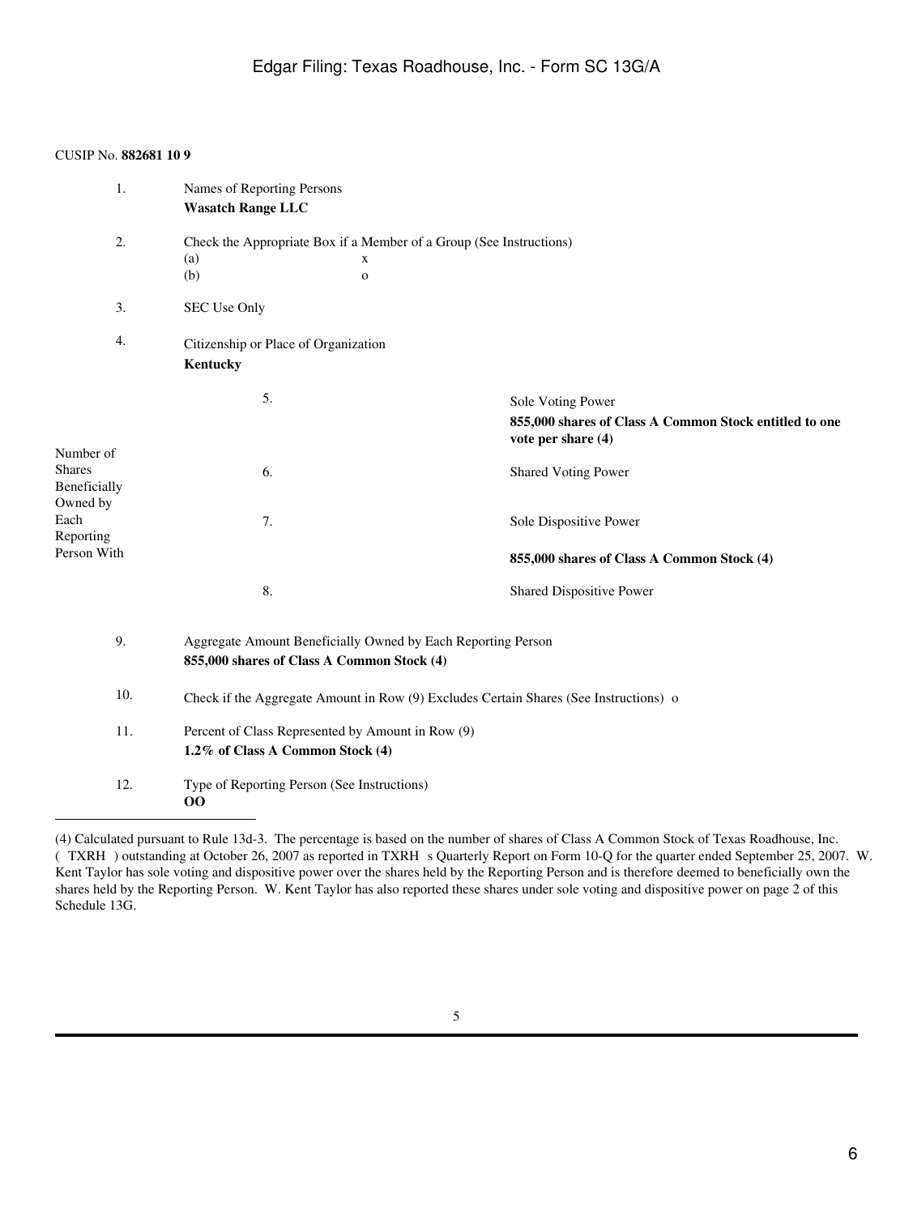CUSIP No. **882681 10 9**

| | | | |
|---|---|---|---|
| 1. | Names of Reporting Persons<br>**Wasatch Range LLC** | | |
| 2. | Check the Appropriate Box if a Member of a Group (See Instructions)<br>(a) x<br>(b) o | | |
| 3. | SEC Use Only | | |
| 4. | Citizenship or Place of Organization<br>**Kentucky** | | |
| Number of Shares Beneficially Owned by Each Reporting Person With | 5. | Sole Voting Power | **855,000 shares of Class A Common Stock entitled to one vote per share (4)** |
| | 6. | Shared Voting Power | |
| | 7. | Sole Dispositive Power | **855,000 shares of Class A Common Stock (4)** |
| | 8. | Shared Dispositive Power | |
| 9. | Aggregate Amount Beneficially Owned by Each Reporting Person<br>**855,000 shares of Class A Common Stock (4)** | | |
| 10. | Check if the Aggregate Amount in Row (9) Excludes Certain Shares (See Instructions) o | | |
| 11. | Percent of Class Represented by Amount in Row (9)<br>**1.2% of Class A Common Stock (4)** | | |
| 12. | Type of Reporting Person (See Instructions)<br>**OO** | | |

---

(4) Calculated pursuant to Rule 13d-3. The percentage is based on the number of shares of Class A Common Stock of Texas Roadhouse, Inc. ( TXRH ) outstanding at October 26, 2007 as reported in TXRH s Quarterly Report on Form 10-Q for the quarter ended September 25, 2007. W. Kent Taylor has sole voting and dispositive power over the shares held by the Reporting Person and is therefore deemed to beneficially own the shares held by the Reporting Person. W. Kent Taylor has also reported these shares under sole voting and dispositive power on page 2 of this Schedule 13G.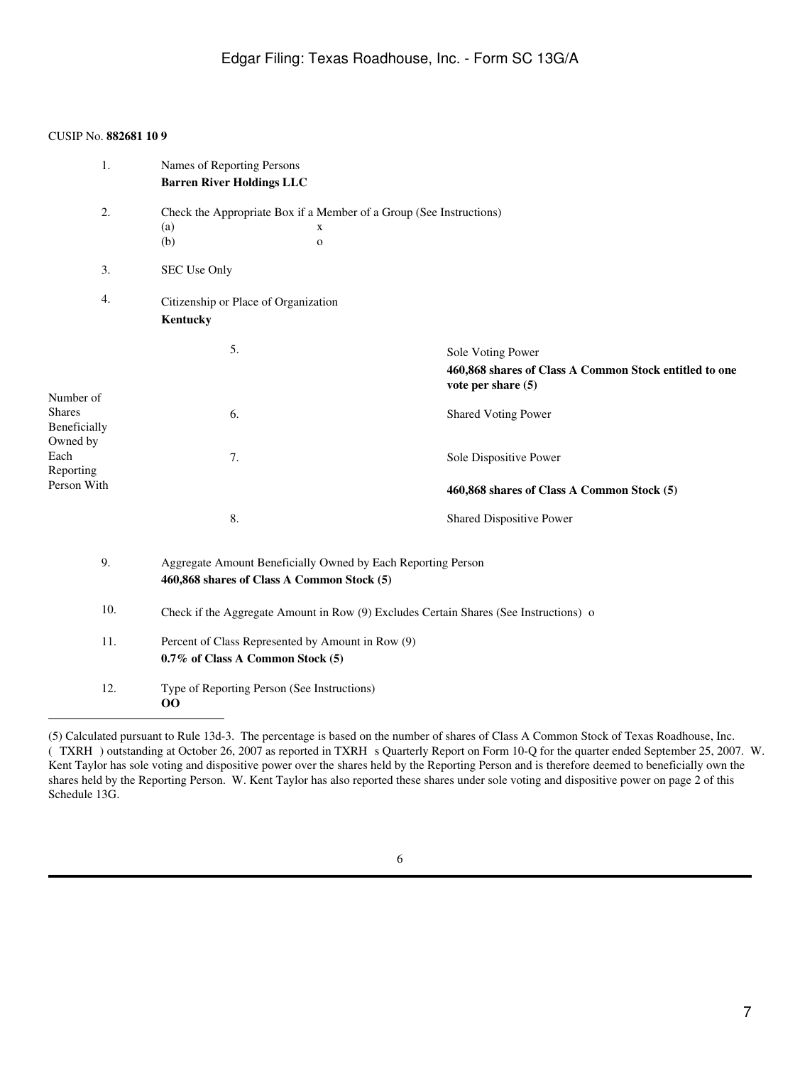CUSIP No. **882681 10 9**

| | | |
|---|---|---|
| 1. | Names of Reporting Persons<br>**Barren River Holdings LLC** | |
| 2. | Check the Appropriate Box if a Member of a Group (See Instructions)<br>(a) x<br>(b) o | |
| 3. | SEC Use Only | |
| 4. | Citizenship or Place of Organization<br>**Kentucky** | |
| Number of Shares Beneficially Owned by Each Reporting Person With | 5. | Sole Voting Power<br>**460,868 shares of Class A Common Stock entitled to one vote per share (5)** |
| | 6. | Shared Voting Power |
| | 7. | Sole Dispositive Power<br>**460,868 shares of Class A Common Stock (5)** |
| | 8. | Shared Dispositive Power |
| 9. | Aggregate Amount Beneficially Owned by Each Reporting Person<br>**460,868 shares of Class A Common Stock (5)** | |
| 10. | Check if the Aggregate Amount in Row (9) Excludes Certain Shares (See Instructions) o | |
| 11. | Percent of Class Represented by Amount in Row (9)<br>**0.7% of Class A Common Stock (5)** | |
| 12. | Type of Reporting Person (See Instructions)<br>**OO** | |

---

(5) Calculated pursuant to Rule 13d-3. The percentage is based on the number of shares of Class A Common Stock of Texas Roadhouse, Inc. ( TXRH ) outstanding at October 26, 2007 as reported in TXRH s Quarterly Report on Form 10-Q for the quarter ended September 25, 2007. W. Kent Taylor has sole voting and dispositive power over the shares held by the Reporting Person and is therefore deemed to beneficially own the shares held by the Reporting Person. W. Kent Taylor has also reported these shares under sole voting and dispositive power on page 2 of this Schedule 13G.

6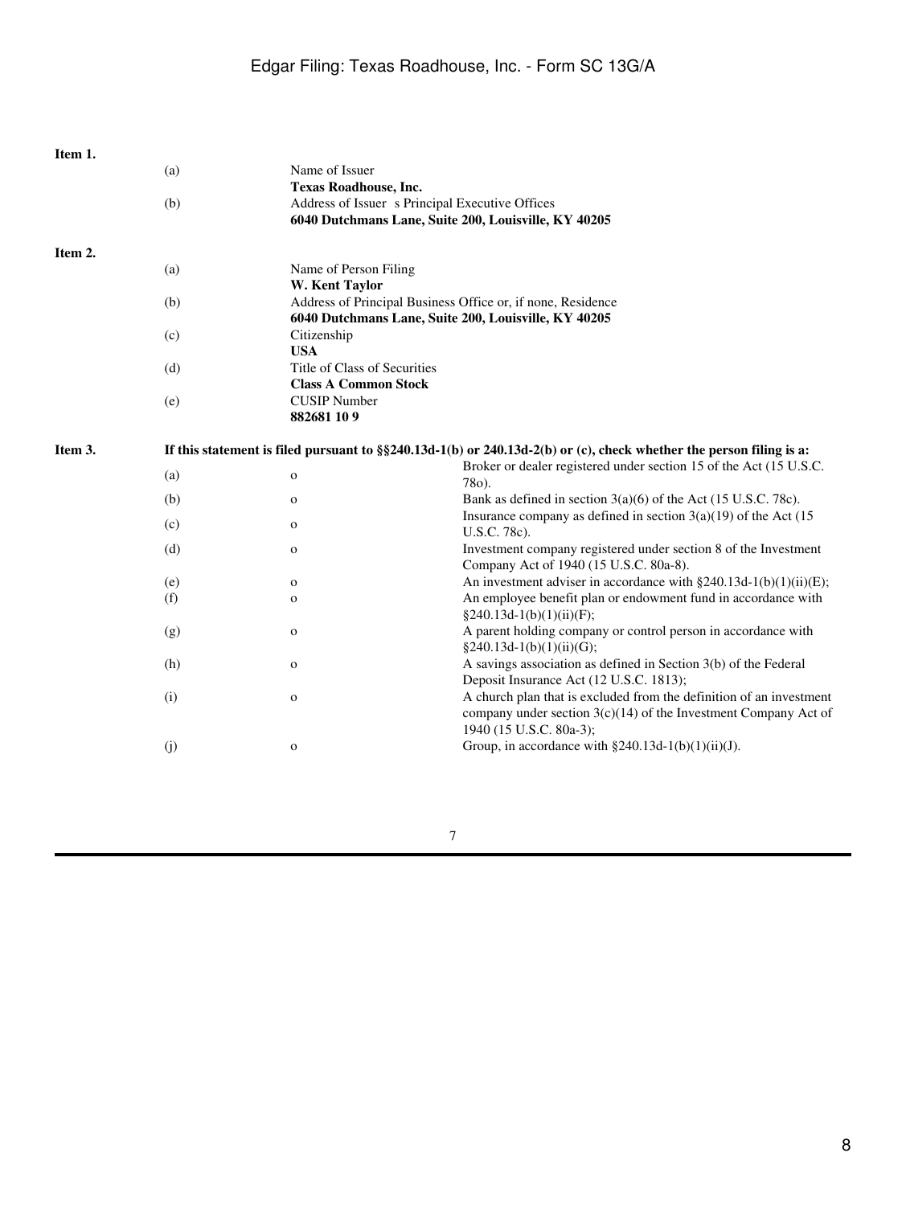**Item 1.**

| | | |
|---|---|---|
| (a) | Name of Issuer<br>**Texas Roadhouse, Inc.** | |
| (b) | Address of Issuer s Principal Executive Offices<br>**6040 Dutchmans Lane, Suite 200, Louisville, KY 40205** | |

**Item 2.**

| | | |
|---|---|---|
| (a) | Name of Person Filing<br>**W. Kent Taylor** | |
| (b) | Address of Principal Business Office or, if none, Residence<br>**6040 Dutchmans Lane, Suite 200, Louisville, KY 40205** | |
| (c) | Citizenship<br>**USA** | |
| (d) | Title of Class of Securities<br>**Class A Common Stock** | |
| (e) | CUSIP Number<br>**882681 10 9** | |

**Item 3.** **If this statement is filed pursuant to §§240.13d-1(b) or 240.13d-2(b) or (c), check whether the person filing is a:**

| | | |
|---|---|---|
| (a) | o | Broker or dealer registered under section 15 of the Act (15 U.S.C. 78o). |
| (b) | o | Bank as defined in section 3(a)(6) of the Act (15 U.S.C. 78c). |
| (c) | o | Insurance company as defined in section 3(a)(19) of the Act (15 U.S.C. 78c). |
| (d) | o | Investment company registered under section 8 of the Investment Company Act of 1940 (15 U.S.C. 80a-8). |
| (e) | o | An investment adviser in accordance with §240.13d-1(b)(1)(ii)(E); |
| (f) | o | An employee benefit plan or endowment fund in accordance with §240.13d-1(b)(1)(ii)(F); |
| (g) | o | A parent holding company or control person in accordance with §240.13d-1(b)(1)(ii)(G); |
| (h) | o | A savings association as defined in Section 3(b) of the Federal Deposit Insurance Act (12 U.S.C. 1813); |
| (i) | o | A church plan that is excluded from the definition of an investment company under section 3(c)(14) of the Investment Company Act of 1940 (15 U.S.C. 80a-3); |
| (j) | o | Group, in accordance with §240.13d-1(b)(1)(ii)(J). |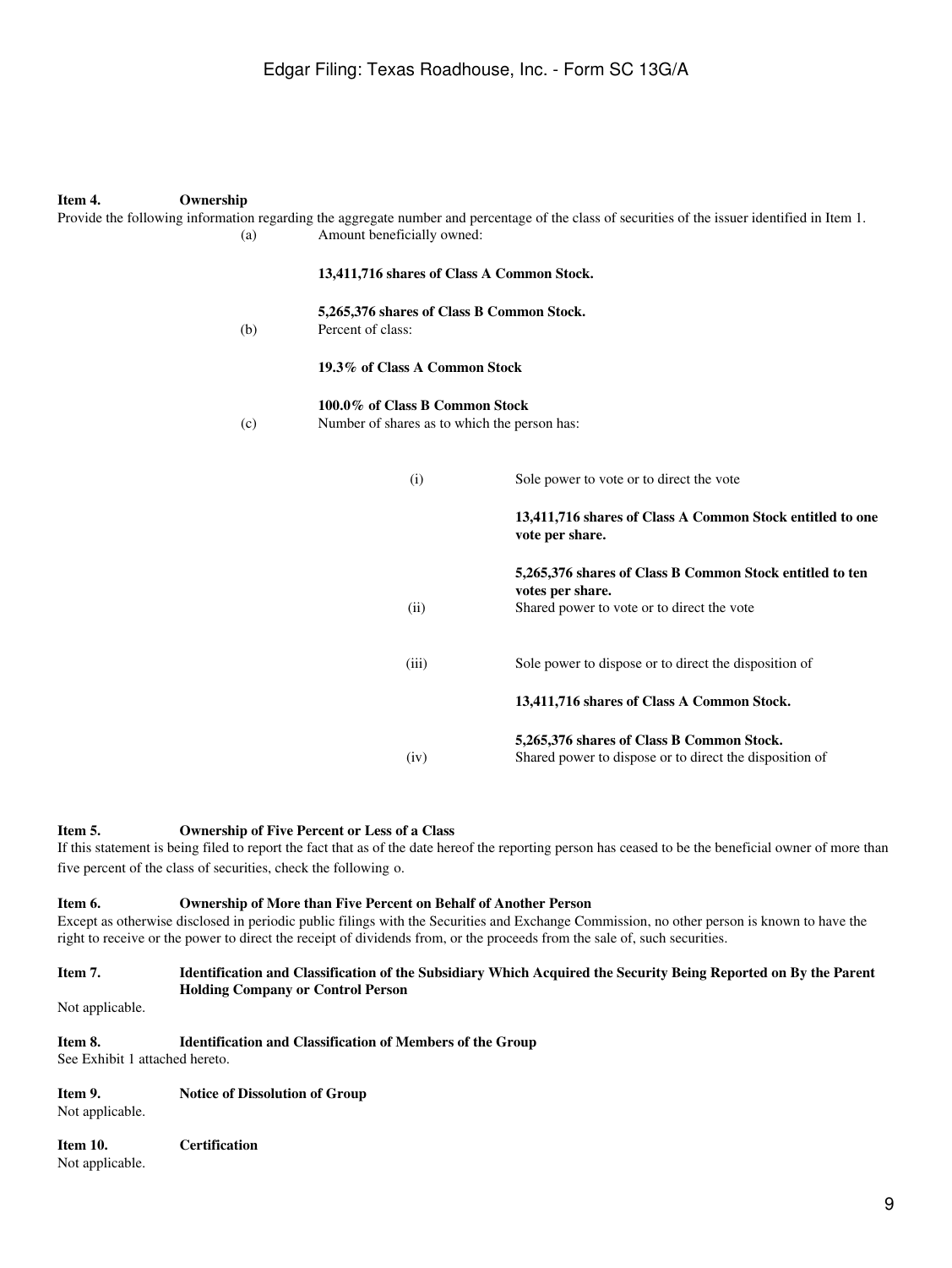**Item 4. Ownership**

Provide the following information regarding the aggregate number and percentage of the class of securities of the issuer identified in Item 1.

(a) Amount beneficially owned:

**13,411,716 shares of Class A Common Stock.**

**5,265,376 shares of Class B Common Stock.**

(b) Percent of class:

**19.3% of Class A Common Stock**

**100.0% of Class B Common Stock**

(c) Number of shares as to which the person has:

(i) Sole power to vote or to direct the vote

**13,411,716 shares of Class A Common Stock entitled to one vote per share.**

**5,265,376 shares of Class B Common Stock entitled to ten votes per share.**

(ii) Shared power to vote or to direct the vote

(iii) Sole power to dispose or to direct the disposition of

**13,411,716 shares of Class A Common Stock.**

**5,265,376 shares of Class B Common Stock.**

(iv) Shared power to dispose or to direct the disposition of

**Item 5. Ownership of Five Percent or Less of a Class**

If this statement is being filed to report the fact that as of the date hereof the reporting person has ceased to be the beneficial owner of more than five percent of the class of securities, check the following o.

**Item 6. Ownership of More than Five Percent on Behalf of Another Person**

Except as otherwise disclosed in periodic public filings with the Securities and Exchange Commission, no other person is known to have the right to receive or the power to direct the receipt of dividends from, or the proceeds from the sale of, such securities.

**Item 7. Identification and Classification of the Subsidiary Which Acquired the Security Being Reported on By the Parent Holding Company or Control Person**

Not applicable.

**Item 8. Identification and Classification of Members of the Group**

See Exhibit 1 attached hereto.

**Item 9. Notice of Dissolution of Group**

Not applicable.

**Item 10. Certification**

Not applicable.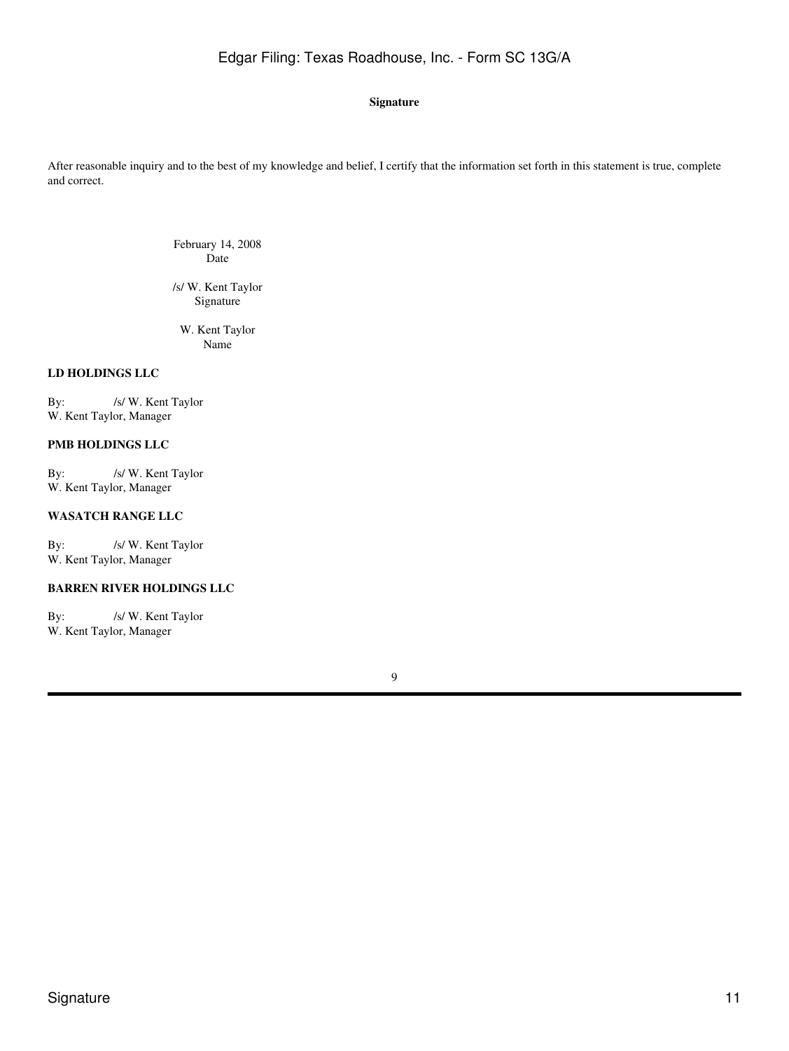**Signature**

After reasonable inquiry and to the best of my knowledge and belief, I certify that the information set forth in this statement is true, complete and correct.

February 14, 2008
Date

/s/ W. Kent Taylor
Signature

W. Kent Taylor
Name

**LD HOLDINGS LLC**

By: /s/ W. Kent Taylor
W. Kent Taylor, Manager

**PMB HOLDINGS LLC**

By: /s/ W. Kent Taylor
W. Kent Taylor, Manager

**WASATCH RANGE LLC**

By: /s/ W. Kent Taylor
W. Kent Taylor, Manager

**BARREN RIVER HOLDINGS LLC**

By: /s/ W. Kent Taylor
W. Kent Taylor, Manager